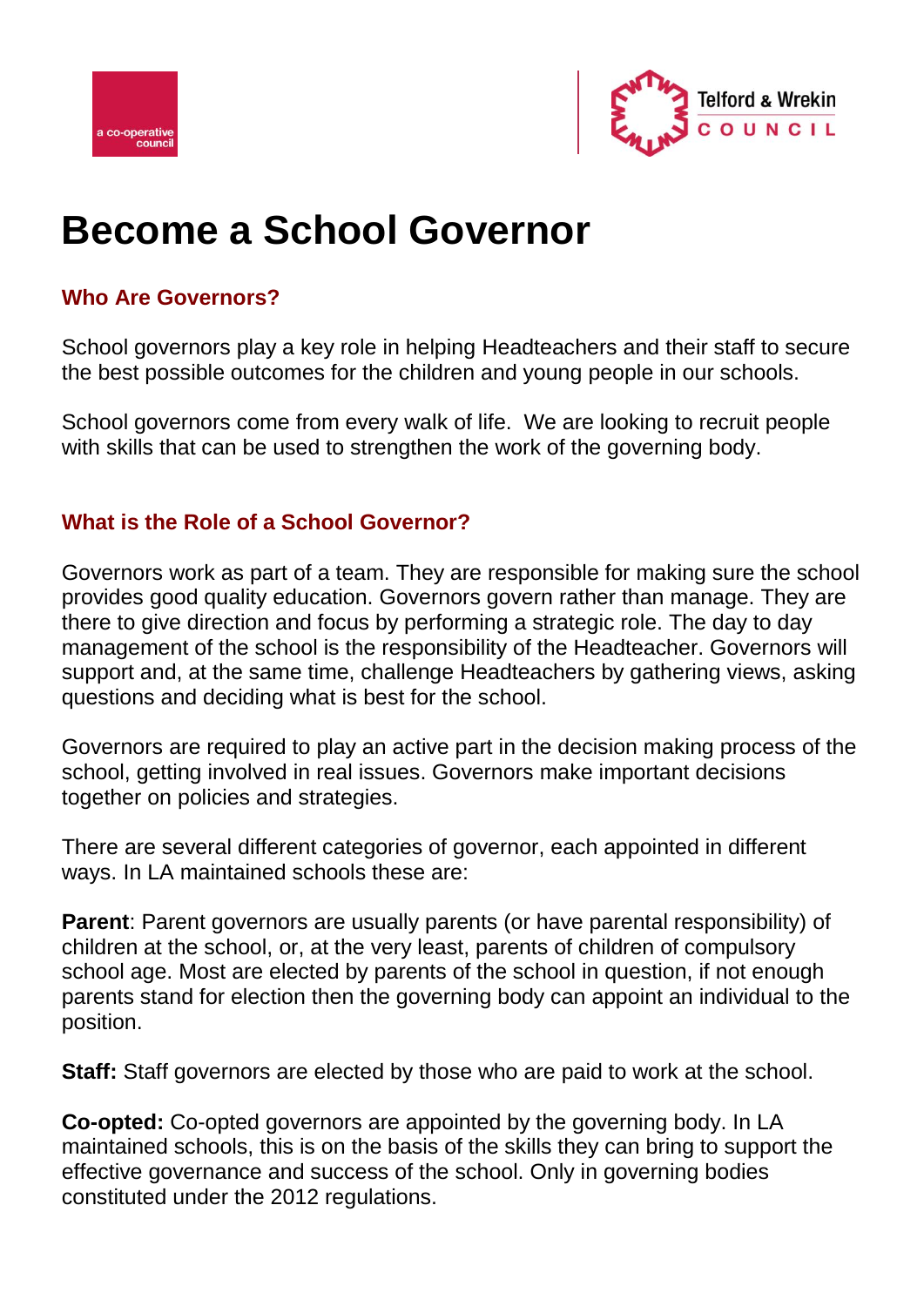# Become a School Governor

## Who Are Governors?

School governors play a key role in helping Headteachers and their staff to secure the best possible outcomes for the children and young people in our schools.

School governors come from every walk of life. We are looking to recruit people with skills that can be used to strengthen the work of the governing body.

## What is the Role of a School Governor?

Governors work as part of a team. They are responsible for making sure the school provides good quality education. Governors govern rather than manage. They are there to give direction and focus by performing a strategic role. The day to day management of the school is the responsibility of the Headteacher. Governors will support and, at the same time, challenge Headteachers by gathering views, asking questions and deciding what is best for the school.

Governors are required to play an active part in the decision making process of the school, getting involved in real issues. Governors make important decisions together on policies and strategies.

There are several different categories of governor, each appointed in different ways. In LA maintained schools these are:

**Parent**: Parent governors are usually parents (or have parental responsibility) of children at the school, or, at the very least, parents of children of compulsory school age. Most are elected by parents of the school in question, if not enough parents stand for election then the governing body can appoint an individual to the position.

**Staff:** Staff governors are elected by those who are paid to work at the school.

**Co-opted:** Co-opted governors are appointed by the governing body. In LA maintained schools, this is on the basis of the skills they can bring to support the effective governance and success of the school. Only in governing bodies constituted under the 2012 regulations.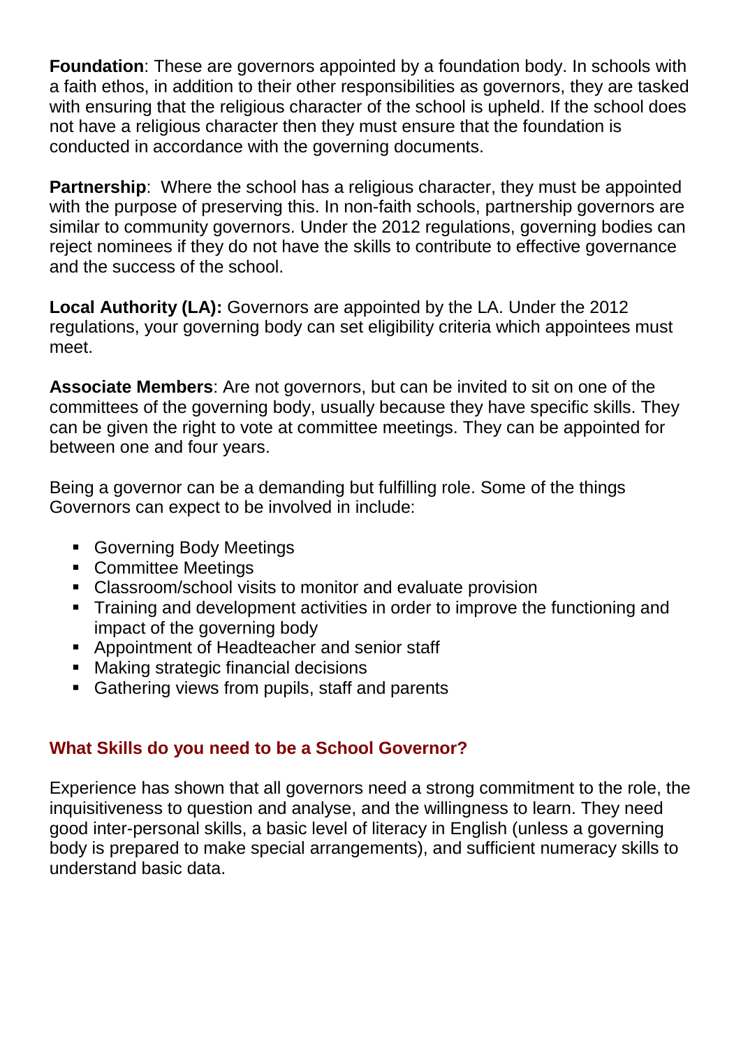**Foundation**: These are governors appointed by a foundation body. In schools with a faith ethos, in addition to their other responsibilities as governors, they are tasked with ensuring that the religious character of the school is upheld. If the school does not have a religious character then they must ensure that the foundation is conducted in accordance with the governing documents.

**Partnership**: Where the school has a religious character, they must be appointed with the purpose of preserving this. In non-faith schools, partnership governors are similar to community governors. Under the 2012 regulations, governing bodies can reject nominees if they do not have the skills to contribute to effective governance and the success of the school.

**Local Authority (LA):** Governors are appointed by the LA. Under the 2012 regulations, your governing body can set eligibility criteria which appointees must meet.

**Associate Members**: Are not governors, but can be invited to sit on one of the committees of the governing body, usually because they have specific skills. They can be given the right to vote at committee meetings. They can be appointed for between one and four years.

Being a governor can be a demanding but fulfilling role. Some of the things Governors can expect to be involved in include:

- Governing Body Meetings
- Committee Meetings
- Classroom/school visits to monitor and evaluate provision
- Training and development activities in order to improve the functioning and impact of the governing body
- Appointment of Headteacher and senior staff
- Making strategic financial decisions
- Gathering views from pupils, staff and parents

## What Skills do you need to be a School Governor?

Experience has shown that all governors need a strong commitment to the role, the inquisitiveness to question and analyse, and the willingness to learn. They need good inter-personal skills, a basic level of literacy in English (unless a governing body is prepared to make special arrangements), and sufficient numeracy skills to understand basic data.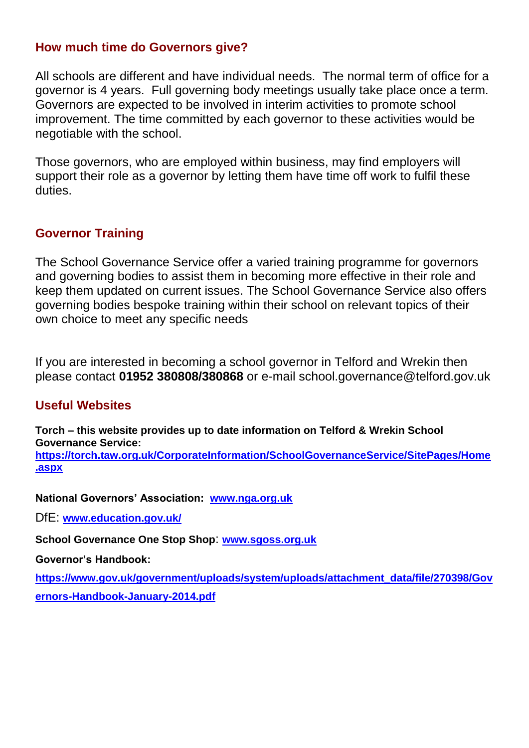## How much time do Governors give?

All schools are different and have individual needs. The normal term of office for a governor is 4 years. Full governing body meetings usually take place once a term. Governors are expected to be involved in interim activities to promote school improvement. The time committed by each governor to these activities would be negotiable with the school.

Those governors, who are employed within business, may find employers will support their role as a governor by letting them have time off work to fulfil these duties.

## Governor Training

The School Governance Service offer a varied training programme for governors and governing bodies to assist them in becoming more effective in their role and keep them updated on current issues. The School Governance Service also offers governing bodies bespoke training within their school on relevant topics of their own choice to meet any specific needs

If you are interested in becoming a school governor in Telford and Wrekin then please contact **01952 380808/380868** or e-mail school.governance@telford.gov.uk

## Useful Websites

**Torch – this website provides up to date information on Telford & Wrekin School Governance Service:**
**https://torch.taw.org.uk/CorporateInformation/SchoolGovernanceService/SitePages/Home.aspx**

**National Governors' Association:** **www.nga.org.uk**

DfE: **www.education.gov.uk/**

**School Governance One Stop Shop**: **www.sgoss.org.uk**

**Governor's Handbook:**

**https://www.gov.uk/government/uploads/system/uploads/attachment_data/file/270398/Governors-Handbook-January-2014.pdf**